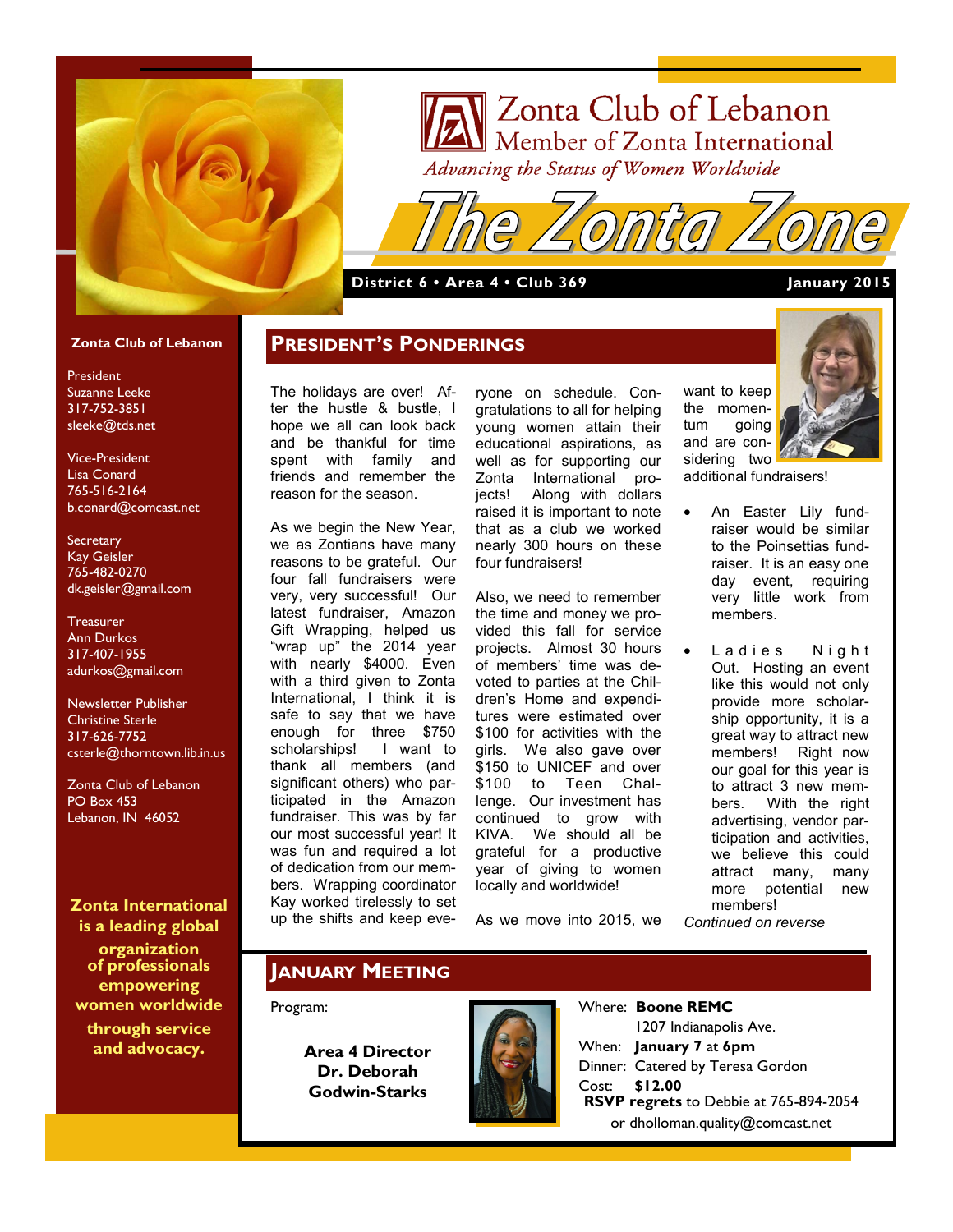# Zonta Club of Lebanon

Member of Zonta International

*Advancing the Status of Women Worldwide*

# The Zonta Zone

**District 6 • Area 4 • Club 369** | **January 2015**

**Zonta Club of Lebanon**

President
Suzanne Leeke
317-752-3851
sleeke@tds.net

Vice-President
Lisa Conard
765-516-2164
b.conard@comcast.net

Secretary
Kay Geisler
765-482-0270
dk.geisler@gmail.com

Treasurer
Ann Durkos
317-407-1955
adurkos@gmail.com

Newsletter Publisher
Christine Sterle
317-626-7752
csterle@thorntown.lib.in.us

Zonta Club of Lebanon
PO Box 453
Lebanon, IN 46052

**Zonta International is a leading global organization of professionals empowering women worldwide through service and advocacy.**

## President's Ponderings

The holidays are over! After the hustle & bustle, I hope we all can look back and be thankful for time spent with family and friends and remember the reason for the season.

As we begin the New Year, we as Zontians have many reasons to be grateful. Our four fall fundraisers were very, very successful! Our latest fundraiser, Amazon Gift Wrapping, helped us "wrap up" the 2014 year with nearly $4000. Even with a third given to Zonta International, I think it is safe to say that we have enough for three $750 scholarships! I want to thank all members (and significant others) who participated in the Amazon fundraiser. This was by far our most successful year! It was fun and required a lot of dedication from our members. Wrapping coordinator Kay worked tirelessly to set up the shifts and keep everyone on schedule. Congratulations to all for helping young women attain their educational aspirations, as well as for supporting our Zonta International projects! Along with dollars raised it is important to note that as a club we worked nearly 300 hours on these four fundraisers!

Also, we need to remember the time and money we provided this fall for service projects. Almost 30 hours of members' time was devoted to parties at the Children's Home and expenditures were estimated over $100 for activities with the girls. We also gave over $150 to UNICEF and over $100 to Teen Challenge. Our investment has continued to grow with KIVA. We should all be grateful for a productive year of giving to women locally and worldwide!

As we move into 2015, we want to keep the momentum going and are considering two additional fundraisers!

- An Easter Lily fundraiser would be similar to the Poinsettias fundraiser. It is an easy one day event, requiring very little work from members.
- Ladies Night Out. Hosting an event like this would not only provide more scholarship opportunity, it is a great way to attract new members! Right now our goal for this year is to attract 3 new members. With the right advertising, vendor participation and activities, we believe this could attract many, many more potential new members!

*Continued on reverse*

## January Meeting

Program:

**Area 4 Director
Dr. Deborah Godwin-Starks**

Where: **Boone REMC**
1207 Indianapolis Ave.
When: **January 7** at **6pm**
Dinner: Catered by Teresa Gordon
Cost: **$12.00**
**RSVP regrets** to Debbie at 765-894-2054
or dholloman.quality@comcast.net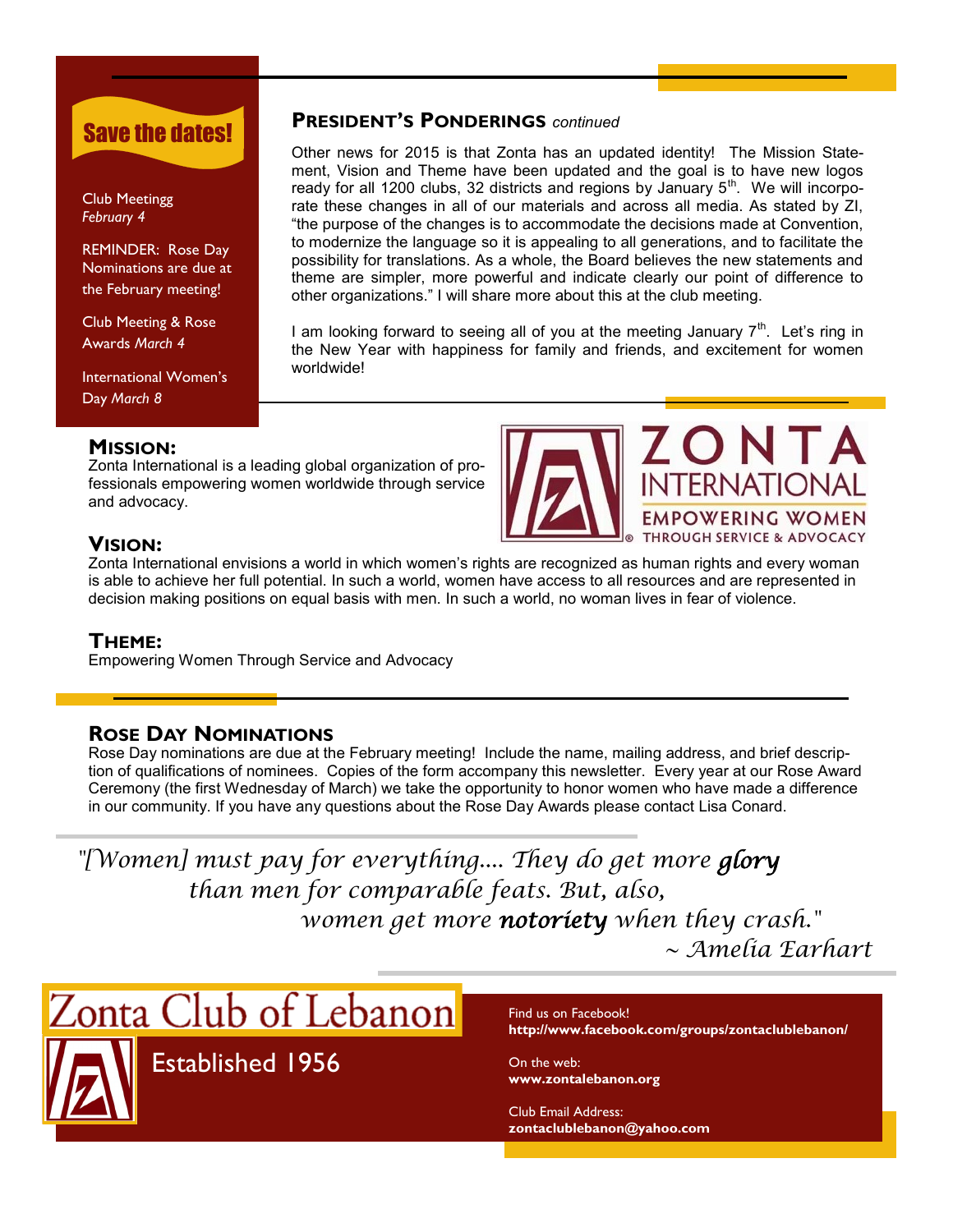## Save the dates!

Club Meetingg
*February 4*

REMINDER: Rose Day Nominations are due at the February meeting!

Club Meeting & Rose Awards *March 4*

International Women's Day *March 8*

## President's Ponderings *continued*

Other news for 2015 is that Zonta has an updated identity! The Mission Statement, Vision and Theme have been updated and the goal is to have new logos ready for all 1200 clubs, 32 districts and regions by January 5th. We will incorporate these changes in all of our materials and across all media. As stated by ZI, "the purpose of the changes is to accommodate the decisions made at Convention, to modernize the language so it is appealing to all generations, and to facilitate the possibility for translations. As a whole, the Board believes the new statements and theme are simpler, more powerful and indicate clearly our point of difference to other organizations." I will share more about this at the club meeting.

I am looking forward to seeing all of you at the meeting January 7th. Let's ring in the New Year with happiness for family and friends, and excitement for women worldwide!

ZONTA INTERNATIONAL
EMPOWERING WOMEN THROUGH SERVICE & ADVOCACY

## Mission:

Zonta International is a leading global organization of professionals empowering women worldwide through service and advocacy.

## Vision:

Zonta International envisions a world in which women's rights are recognized as human rights and every woman is able to achieve her full potential. In such a world, women have access to all resources and are represented in decision making positions on equal basis with men. In such a world, no woman lives in fear of violence.

## Theme:

Empowering Women Through Service and Advocacy

## Rose Day Nominations

Rose Day nominations are due at the February meeting! Include the name, mailing address, and brief description of qualifications of nominees. Copies of the form accompany this newsletter. Every year at our Rose Award Ceremony (the first Wednesday of March) we take the opportunity to honor women who have made a difference in our community. If you have any questions about the Rose Day Awards please contact Lisa Conard.

*"[Women] must pay for everything.... They do get more **glory** than men for comparable feats. But, also, women get more **notoriety** when they crash."*
*~ Amelia Earhart*

# Zonta Club of Lebanon

Established 1956

Find us on Facebook!
**http://www.facebook.com/groups/zontaclublebanon/**

On the web:
**www.zontalebanon.org**

Club Email Address:
**zontaclublebanon@yahoo.com**